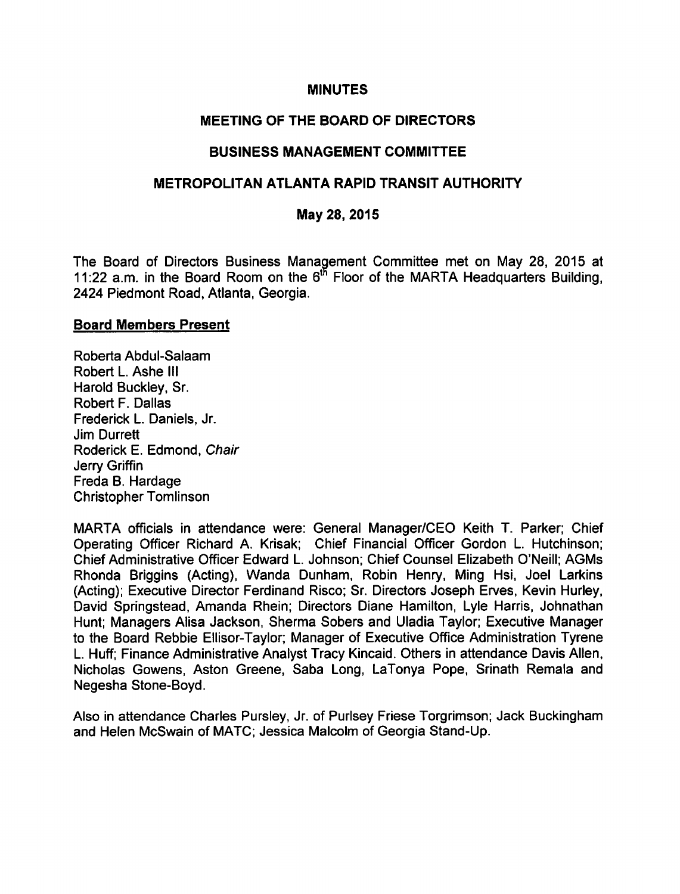**MINUTES**

**MEETING OF THE BOARD OF DIRECTORS**

**BUSINESS MANAGEMENT COMMITTEE**

**METROPOLITAN ATLANTA RAPID TRANSIT AUTHORITY**

**May 28, 2015**

The Board of Directors Business Management Committee met on May 28, 2015 at 11:22 a.m. in the Board Room on the 6th Floor of the MARTA Headquarters Building, 2424 Piedmont Road, Atlanta, Georgia.

**Board Members Present**

Roberta Abdul-Salaam
Robert L. Ashe III
Harold Buckley, Sr.
Robert F. Dallas
Frederick L. Daniels, Jr.
Jim Durrett
Roderick E. Edmond, *Chair*
Jerry Griffin
Freda B. Hardage
Christopher Tomlinson

MARTA officials in attendance were: General Manager/CEO Keith T. Parker; Chief Operating Officer Richard A. Krisak; Chief Financial Officer Gordon L. Hutchinson; Chief Administrative Officer Edward L. Johnson; Chief Counsel Elizabeth O'Neill; AGMs Rhonda Briggins (Acting), Wanda Dunham, Robin Henry, Ming Hsi, Joel Larkins (Acting); Executive Director Ferdinand Risco; Sr. Directors Joseph Erves, Kevin Hurley, David Springstead, Amanda Rhein; Directors Diane Hamilton, Lyle Harris, Johnathan Hunt; Managers Alisa Jackson, Sherma Sobers and Uladia Taylor; Executive Manager to the Board Rebbie Ellisor-Taylor; Manager of Executive Office Administration Tyrene L. Huff; Finance Administrative Analyst Tracy Kincaid. Others in attendance Davis Allen, Nicholas Gowens, Aston Greene, Saba Long, LaTonya Pope, Srinath Remala and Negesha Stone-Boyd.

Also in attendance Charles Pursley, Jr. of Purlsey Friese Torgrimson; Jack Buckingham and Helen McSwain of MATC; Jessica Malcolm of Georgia Stand-Up.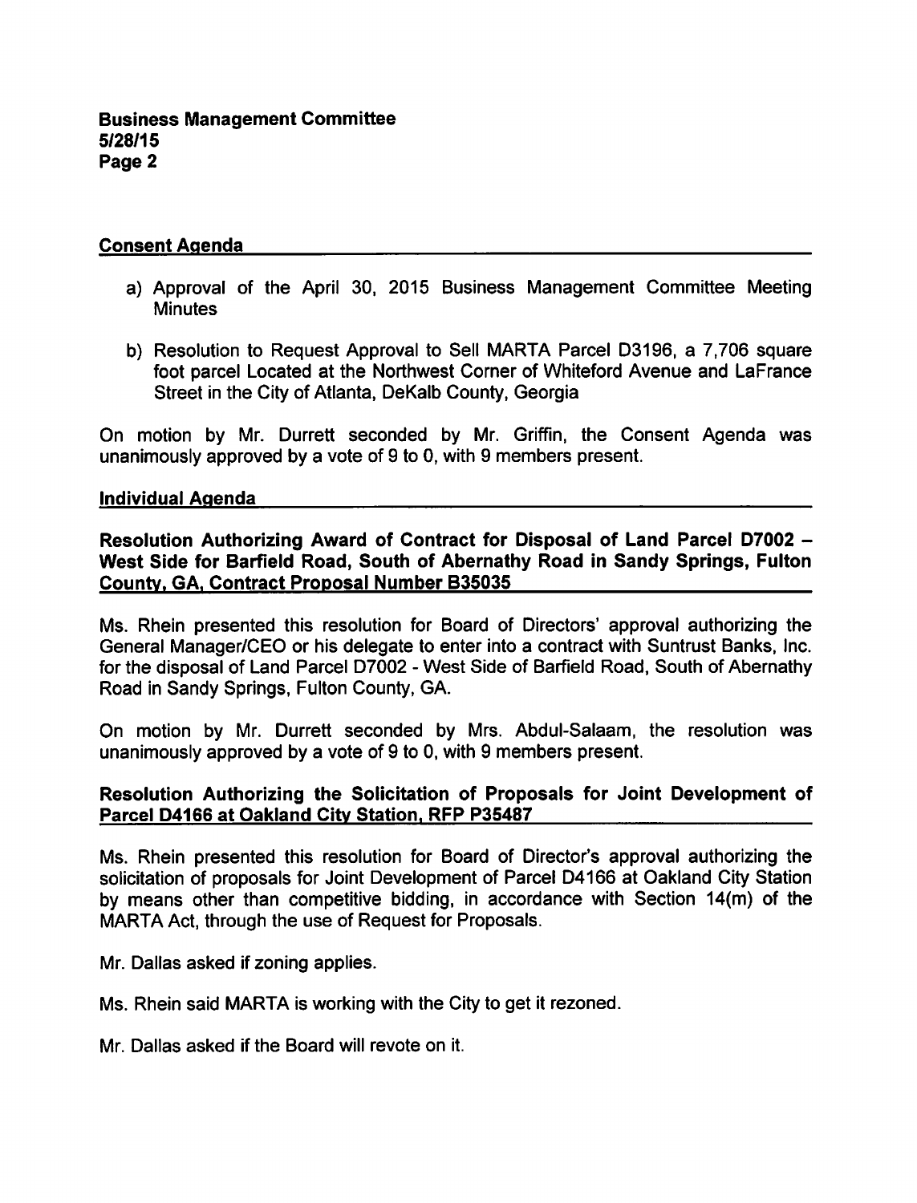## Consent Agenda

a) Approval of the April 30, 2015 Business Management Committee Meeting Minutes

b) Resolution to Request Approval to Sell MARTA Parcel D3196, a 7,706 square foot parcel Located at the Northwest Corner of Whiteford Avenue and LaFrance Street in the City of Atlanta, DeKalb County, Georgia

On motion by Mr. Durrett seconded by Mr. Griffin, the Consent Agenda was unanimously approved by a vote of 9 to 0, with 9 members present.

## Individual Agenda

### Resolution Authorizing Award of Contract for Disposal of Land Parcel D7002 – West Side for Barfield Road, South of Abernathy Road in Sandy Springs, Fulton County, GA, Contract Proposal Number B35035

Ms. Rhein presented this resolution for Board of Directors' approval authorizing the General Manager/CEO or his delegate to enter into a contract with Suntrust Banks, Inc. for the disposal of Land Parcel D7002 - West Side of Barfield Road, South of Abernathy Road in Sandy Springs, Fulton County, GA.

On motion by Mr. Durrett seconded by Mrs. Abdul-Salaam, the resolution was unanimously approved by a vote of 9 to 0, with 9 members present.

### Resolution Authorizing the Solicitation of Proposals for Joint Development of Parcel D4166 at Oakland City Station, RFP P35487

Ms. Rhein presented this resolution for Board of Director's approval authorizing the solicitation of proposals for Joint Development of Parcel D4166 at Oakland City Station by means other than competitive bidding, in accordance with Section 14(m) of the MARTA Act, through the use of Request for Proposals.

Mr. Dallas asked if zoning applies.

Ms. Rhein said MARTA is working with the City to get it rezoned.

Mr. Dallas asked if the Board will revote on it.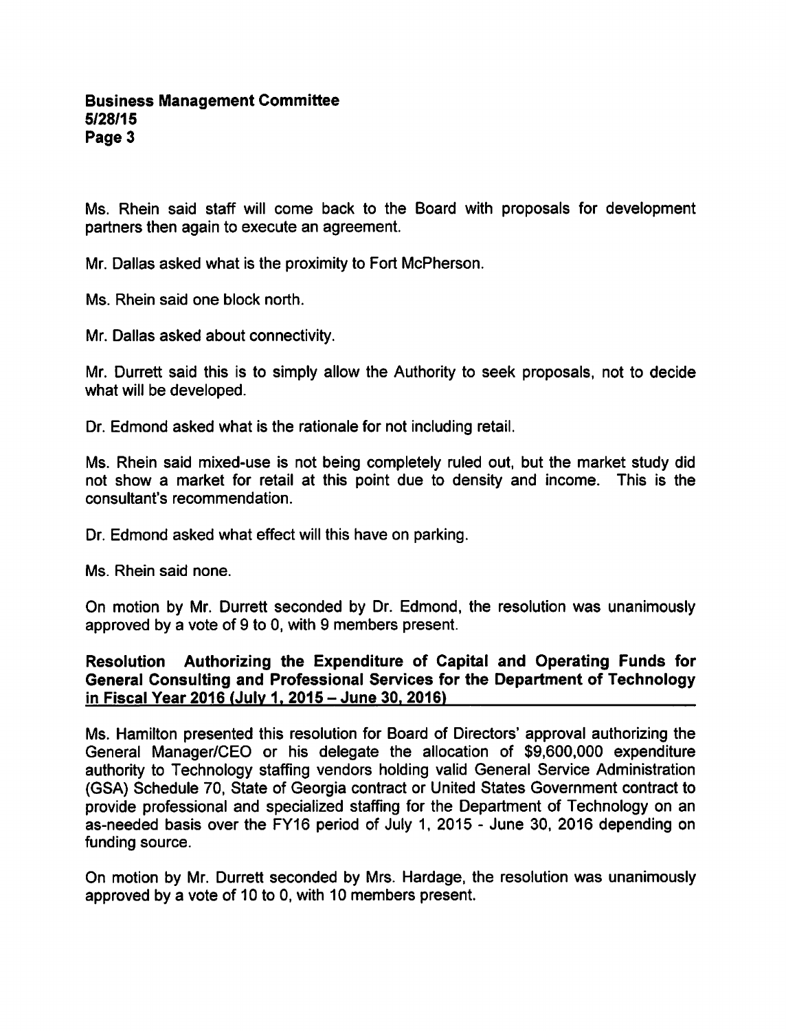Ms. Rhein said staff will come back to the Board with proposals for development partners then again to execute an agreement.

Mr. Dallas asked what is the proximity to Fort McPherson.

Ms. Rhein said one block north.

Mr. Dallas asked about connectivity.

Mr. Durrett said this is to simply allow the Authority to seek proposals, not to decide what will be developed.

Dr. Edmond asked what is the rationale for not including retail.

Ms. Rhein said mixed-use is not being completely ruled out, but the market study did not show a market for retail at this point due to density and income. This is the consultant's recommendation.

Dr. Edmond asked what effect will this have on parking.

Ms. Rhein said none.

On motion by Mr. Durrett seconded by Dr. Edmond, the resolution was unanimously approved by a vote of 9 to 0, with 9 members present.

**Resolution Authorizing the Expenditure of Capital and Operating Funds for General Consulting and Professional Services for the Department of Technology in Fiscal Year 2016 (July 1, 2015 – June 30, 2016)**

Ms. Hamilton presented this resolution for Board of Directors' approval authorizing the General Manager/CEO or his delegate the allocation of $9,600,000 expenditure authority to Technology staffing vendors holding valid General Service Administration (GSA) Schedule 70, State of Georgia contract or United States Government contract to provide professional and specialized staffing for the Department of Technology on an as-needed basis over the FY16 period of July 1, 2015 - June 30, 2016 depending on funding source.

On motion by Mr. Durrett seconded by Mrs. Hardage, the resolution was unanimously approved by a vote of 10 to 0, with 10 members present.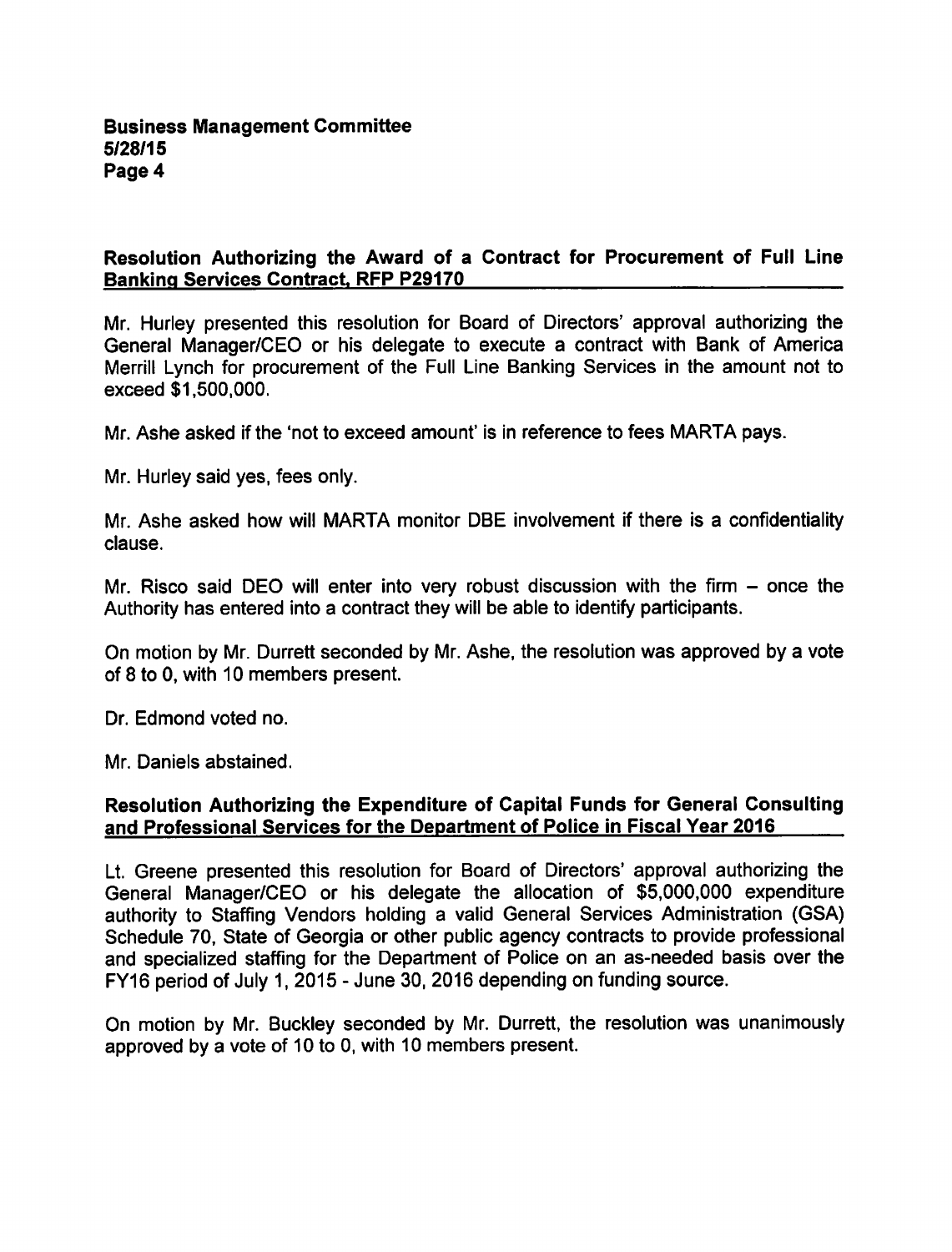### Resolution Authorizing the Award of a Contract for Procurement of Full Line Banking Services Contract, RFP P29170

Mr. Hurley presented this resolution for Board of Directors' approval authorizing the General Manager/CEO or his delegate to execute a contract with Bank of America Merrill Lynch for procurement of the Full Line Banking Services in the amount not to exceed $1,500,000.

Mr. Ashe asked if the 'not to exceed amount' is in reference to fees MARTA pays.

Mr. Hurley said yes, fees only.

Mr. Ashe asked how will MARTA monitor DBE involvement if there is a confidentiality clause.

Mr. Risco said DEO will enter into very robust discussion with the firm – once the Authority has entered into a contract they will be able to identify participants.

On motion by Mr. Durrett seconded by Mr. Ashe, the resolution was approved by a vote of 8 to 0, with 10 members present.

Dr. Edmond voted no.

Mr. Daniels abstained.

### Resolution Authorizing the Expenditure of Capital Funds for General Consulting and Professional Services for the Department of Police in Fiscal Year 2016

Lt. Greene presented this resolution for Board of Directors' approval authorizing the General Manager/CEO or his delegate the allocation of $5,000,000 expenditure authority to Staffing Vendors holding a valid General Services Administration (GSA) Schedule 70, State of Georgia or other public agency contracts to provide professional and specialized staffing for the Department of Police on an as-needed basis over the FY16 period of July 1, 2015 - June 30, 2016 depending on funding source.

On motion by Mr. Buckley seconded by Mr. Durrett, the resolution was unanimously approved by a vote of 10 to 0, with 10 members present.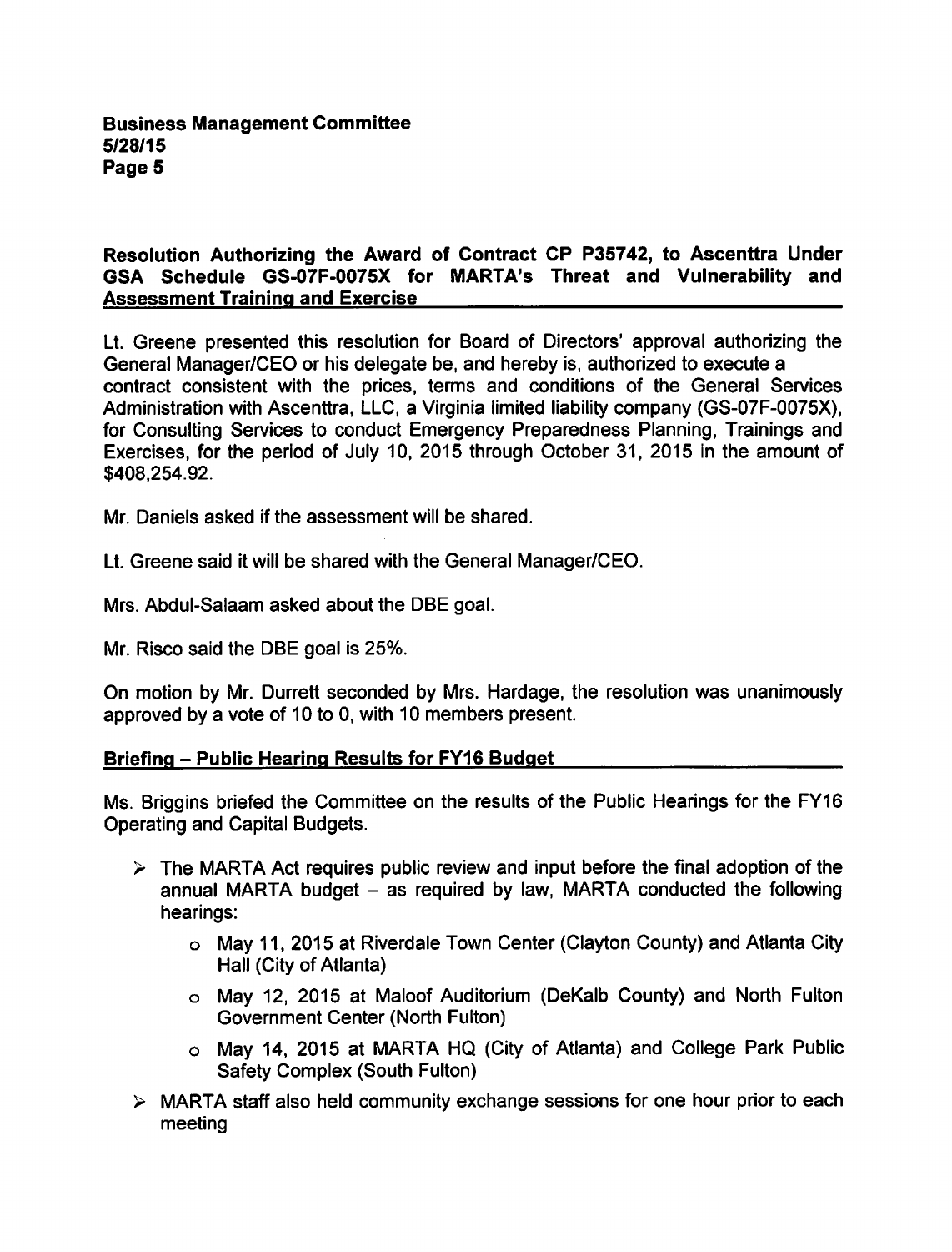**Resolution Authorizing the Award of Contract CP P35742, to Ascenttra Under GSA Schedule GS-07F-0075X for MARTA's Threat and Vulnerability and Assessment Training and Exercise**

Lt. Greene presented this resolution for Board of Directors' approval authorizing the General Manager/CEO or his delegate be, and hereby is, authorized to execute a contract consistent with the prices, terms and conditions of the General Services Administration with Ascenttra, LLC, a Virginia limited liability company (GS-07F-0075X), for Consulting Services to conduct Emergency Preparedness Planning, Trainings and Exercises, for the period of July 10, 2015 through October 31, 2015 in the amount of $408,254.92.

Mr. Daniels asked if the assessment will be shared.

Lt. Greene said it will be shared with the General Manager/CEO.

Mrs. Abdul-Salaam asked about the DBE goal.

Mr. Risco said the DBE goal is 25%.

On motion by Mr. Durrett seconded by Mrs. Hardage, the resolution was unanimously approved by a vote of 10 to 0, with 10 members present.

**Briefing – Public Hearing Results for FY16 Budget**

Ms. Briggins briefed the Committee on the results of the Public Hearings for the FY16 Operating and Capital Budgets.

- The MARTA Act requires public review and input before the final adoption of the annual MARTA budget – as required by law, MARTA conducted the following hearings:
  - May 11, 2015 at Riverdale Town Center (Clayton County) and Atlanta City Hall (City of Atlanta)
  - May 12, 2015 at Maloof Auditorium (DeKalb County) and North Fulton Government Center (North Fulton)
  - May 14, 2015 at MARTA HQ (City of Atlanta) and College Park Public Safety Complex (South Fulton)
- MARTA staff also held community exchange sessions for one hour prior to each meeting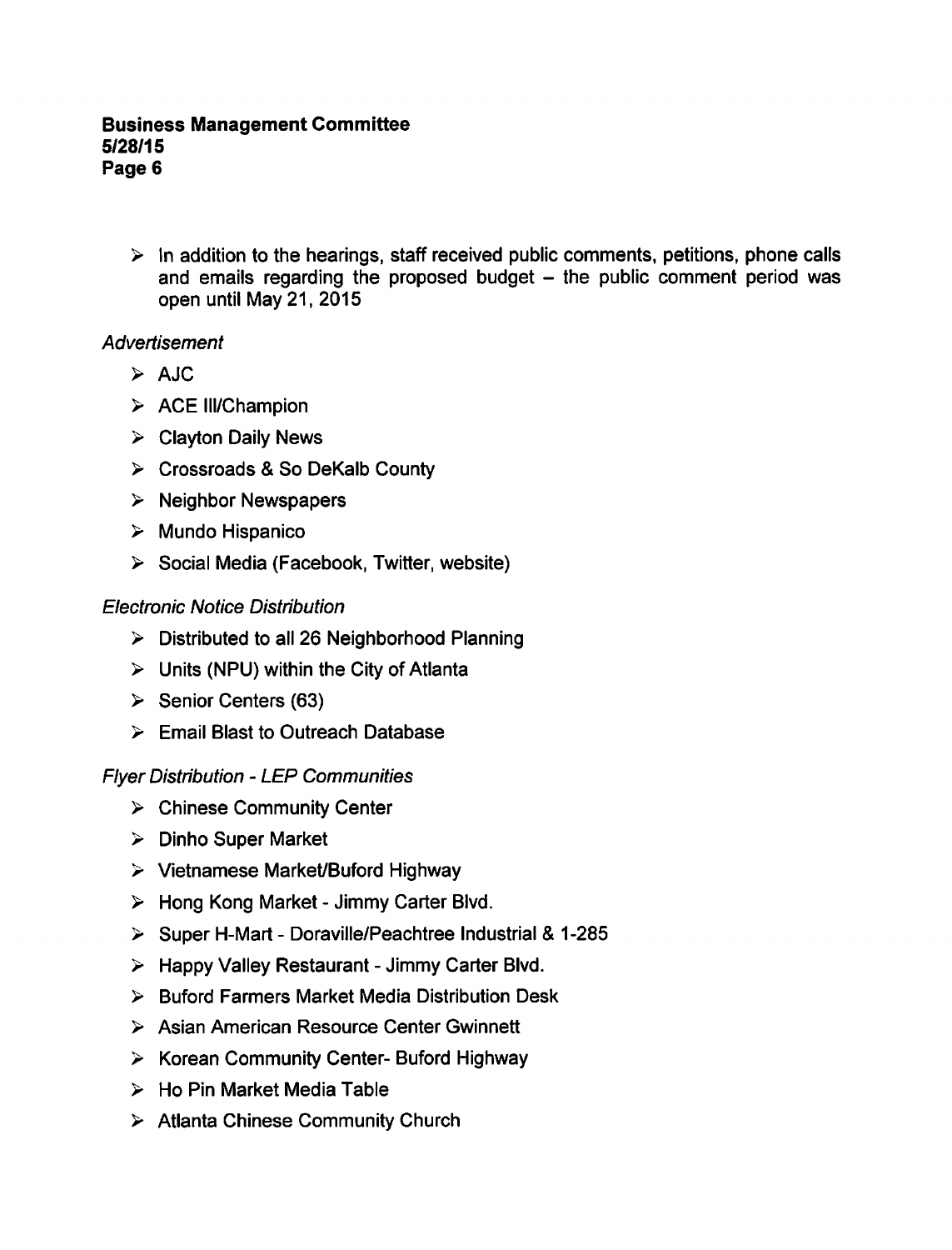- In addition to the hearings, staff received public comments, petitions, phone calls and emails regarding the proposed budget – the public comment period was open until May 21, 2015

*Advertisement*

- AJC
- ACE III/Champion
- Clayton Daily News
- Crossroads & So DeKalb County
- Neighbor Newspapers
- Mundo Hispanico
- Social Media (Facebook, Twitter, website)

*Electronic Notice Distribution*

- Distributed to all 26 Neighborhood Planning
- Units (NPU) within the City of Atlanta
- Senior Centers (63)
- Email Blast to Outreach Database

*Flyer Distribution - LEP Communities*

- Chinese Community Center
- Dinho Super Market
- Vietnamese Market/Buford Highway
- Hong Kong Market - Jimmy Carter Blvd.
- Super H-Mart - Doraville/Peachtree Industrial & 1-285
- Happy Valley Restaurant - Jimmy Carter Blvd.
- Buford Farmers Market Media Distribution Desk
- Asian American Resource Center Gwinnett
- Korean Community Center- Buford Highway
- Ho Pin Market Media Table
- Atlanta Chinese Community Church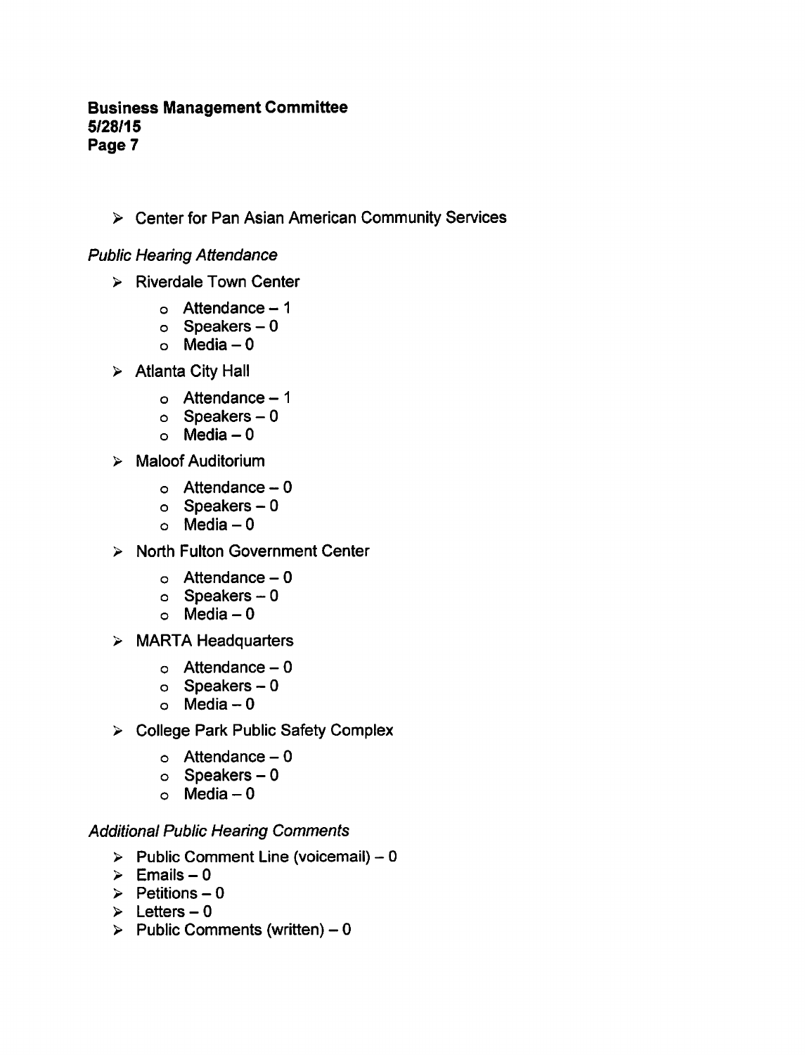- Center for Pan Asian American Community Services

*Public Hearing Attendance*

- Riverdale Town Center
  - Attendance – 1
  - Speakers – 0
  - Media – 0
- Atlanta City Hall
  - Attendance – 1
  - Speakers – 0
  - Media – 0
- Maloof Auditorium
  - Attendance – 0
  - Speakers – 0
  - Media – 0
- North Fulton Government Center
  - Attendance – 0
  - Speakers – 0
  - Media – 0
- MARTA Headquarters
  - Attendance – 0
  - Speakers – 0
  - Media – 0
- College Park Public Safety Complex
  - Attendance – 0
  - Speakers – 0
  - Media – 0

*Additional Public Hearing Comments*

- Public Comment Line (voicemail) – 0
- Emails – 0
- Petitions – 0
- Letters – 0
- Public Comments (written) – 0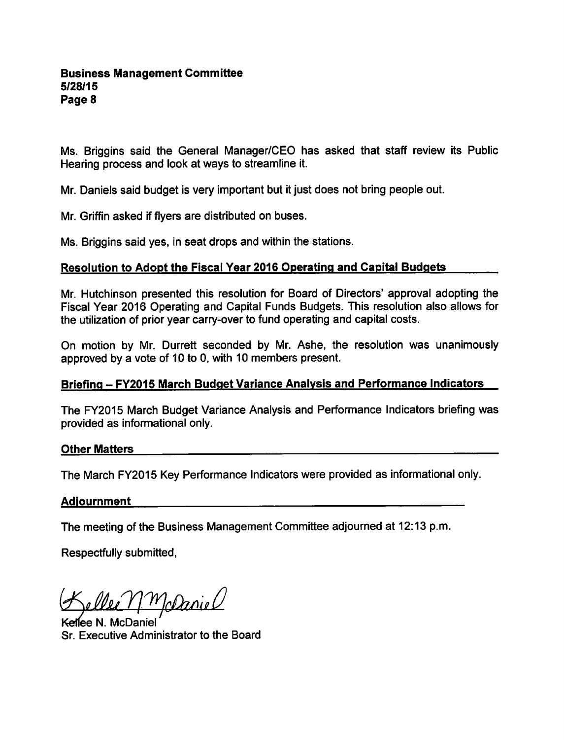Ms. Briggins said the General Manager/CEO has asked that staff review its Public Hearing process and look at ways to streamline it.

Mr. Daniels said budget is very important but it just does not bring people out.

Mr. Griffin asked if flyers are distributed on buses.

Ms. Briggins said yes, in seat drops and within the stations.

## Resolution to Adopt the Fiscal Year 2016 Operating and Capital Budgets

Mr. Hutchinson presented this resolution for Board of Directors' approval adopting the Fiscal Year 2016 Operating and Capital Funds Budgets. This resolution also allows for the utilization of prior year carry-over to fund operating and capital costs.

On motion by Mr. Durrett seconded by Mr. Ashe, the resolution was unanimously approved by a vote of 10 to 0, with 10 members present.

## Briefing – FY2015 March Budget Variance Analysis and Performance Indicators

The FY2015 March Budget Variance Analysis and Performance Indicators briefing was provided as informational only.

## Other Matters

The March FY2015 Key Performance Indicators were provided as informational only.

## Adjournment

The meeting of the Business Management Committee adjourned at 12:13 p.m.

Respectfully submitted,

Kellee N. McDaniel
Sr. Executive Administrator to the Board